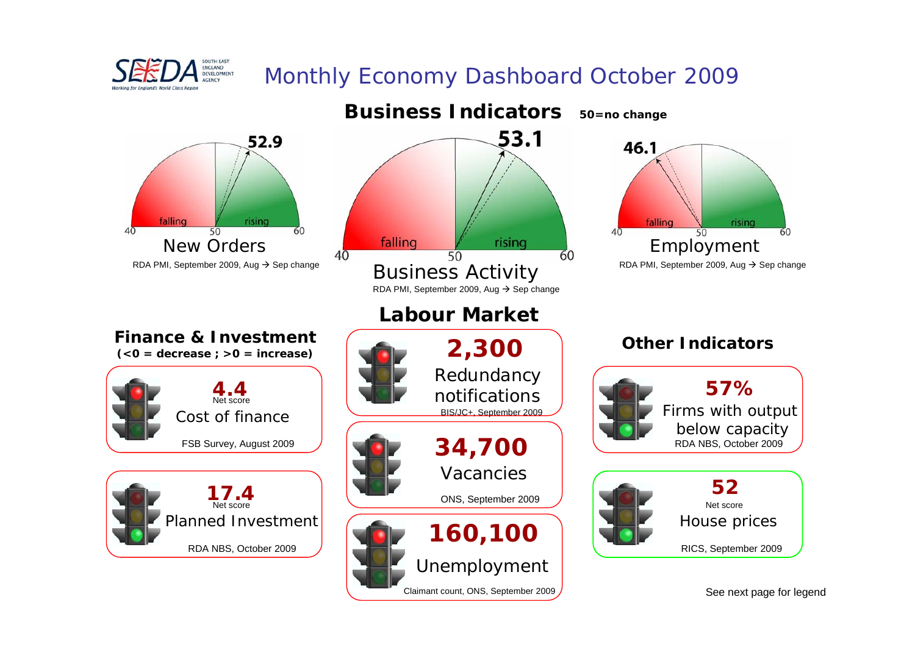SEEDA SOUTH EAST ENGLAND DEVELOPMENT AGENCY
Working for England's World Class Region

# Monthly Economy Dashboard October 2009

## Business Indicators

**50=no change**

**52.9**

40 | falling | 50 | rising | 60

New Orders

RDA PMI, September 2009, Aug → Sep change

**53.1**

40 | falling | 50 | rising | 60

Business Activity

RDA PMI, September 2009, Aug → Sep change

**46.1**

40 | falling | 50 | rising | 60

Employment

RDA PMI, September 2009, Aug → Sep change

## Finance & Investment

**(<0 = decrease ; >0 = increase)**

**4.4**
Net score
Cost of finance

FSB Survey, August 2009

**17.4**
Net score
Planned Investment

RDA NBS, October 2009

## Labour Market

**2,300**
Redundancy notifications

BIS/JC+, September 2009

**34,700**
Vacancies

ONS, September 2009

**160,100**
Unemployment

Claimant count, ONS, September 2009

## Other Indicators

**57%**
Firms with output below capacity

RDA NBS, October 2009

**52**
Net score
House prices

RICS, September 2009

See next page for legend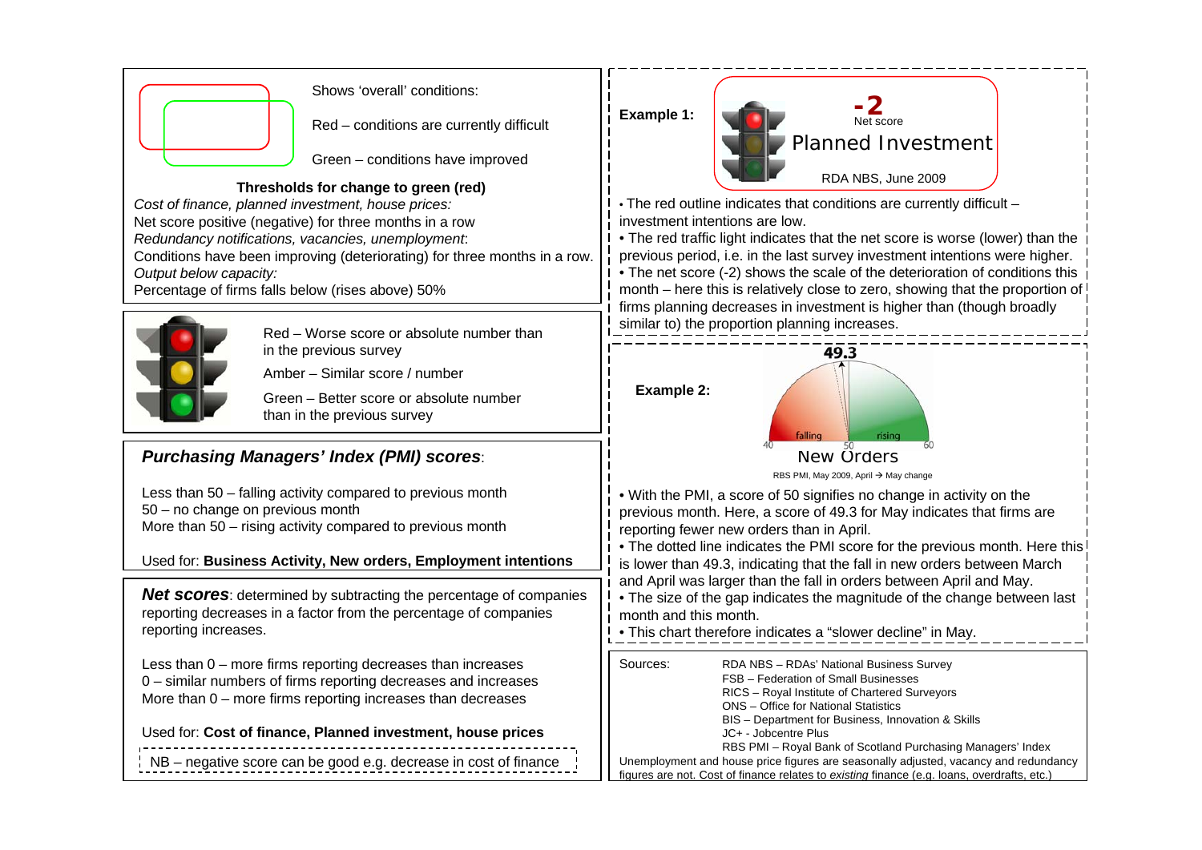Shows 'overall' conditions:

Red – conditions are currently difficult

Green – conditions have improved

**Thresholds for change to green (red)**

*Cost of finance, planned investment, house prices:*
Net score positive (negative) for three months in a row
*Redundancy notifications, vacancies, unemployment*:
Conditions have been improving (deteriorating) for three months in a row.
*Output below capacity:*
Percentage of firms falls below (rises above) 50%

Red – Worse score or absolute number than in the previous survey

Amber – Similar score / number

Green – Better score or absolute number than in the previous survey

***Purchasing Managers' Index (PMI) scores***:

Less than 50 – falling activity compared to previous month
50 – no change on previous month
More than 50 – rising activity compared to previous month

Used for: **Business Activity, New orders, Employment intentions**

***Net scores***: determined by subtracting the percentage of companies reporting decreases in a factor from the percentage of companies reporting increases.

Less than 0 – more firms reporting decreases than increases
0 – similar numbers of firms reporting decreases and increases
More than 0 – more firms reporting increases than decreases

Used for: **Cost of finance, Planned investment, house prices**

NB – negative score can be good e.g. decrease in cost of finance

**Example 1:**

-2
Net score
Planned Investment
RDA NBS, June 2009

- The red outline indicates that conditions are currently difficult – investment intentions are low.
- The red traffic light indicates that the net score is worse (lower) than the previous period, i.e. in the last survey investment intentions were higher.
- The net score (-2) shows the scale of the deterioration of conditions this month – here this is relatively close to zero, showing that the proportion of firms planning decreases in investment is higher than (though broadly similar to) the proportion planning increases.

**Example 2:**

49.3
falling
rising
40
50
60
New Orders
RBS PMI, May 2009, April → May change

- With the PMI, a score of 50 signifies no change in activity on the previous month. Here, a score of 49.3 for May indicates that firms are reporting fewer new orders than in April.
- The dotted line indicates the PMI score for the previous month. Here this is lower than 49.3, indicating that the fall in new orders between March and April was larger than the fall in orders between April and May.
- The size of the gap indicates the magnitude of the change between last month and this month.
- This chart therefore indicates a "slower decline" in May.

Sources:
RDA NBS – RDAs' National Business Survey
FSB – Federation of Small Businesses
RICS – Royal Institute of Chartered Surveyors
ONS – Office for National Statistics
BIS – Department for Business, Innovation & Skills
JC+ - Jobcentre Plus
RBS PMI – Royal Bank of Scotland Purchasing Managers' Index

Unemployment and house price figures are seasonally adjusted, vacancy and redundancy figures are not. Cost of finance relates to *existing* finance (e.g. loans, overdrafts, etc.)